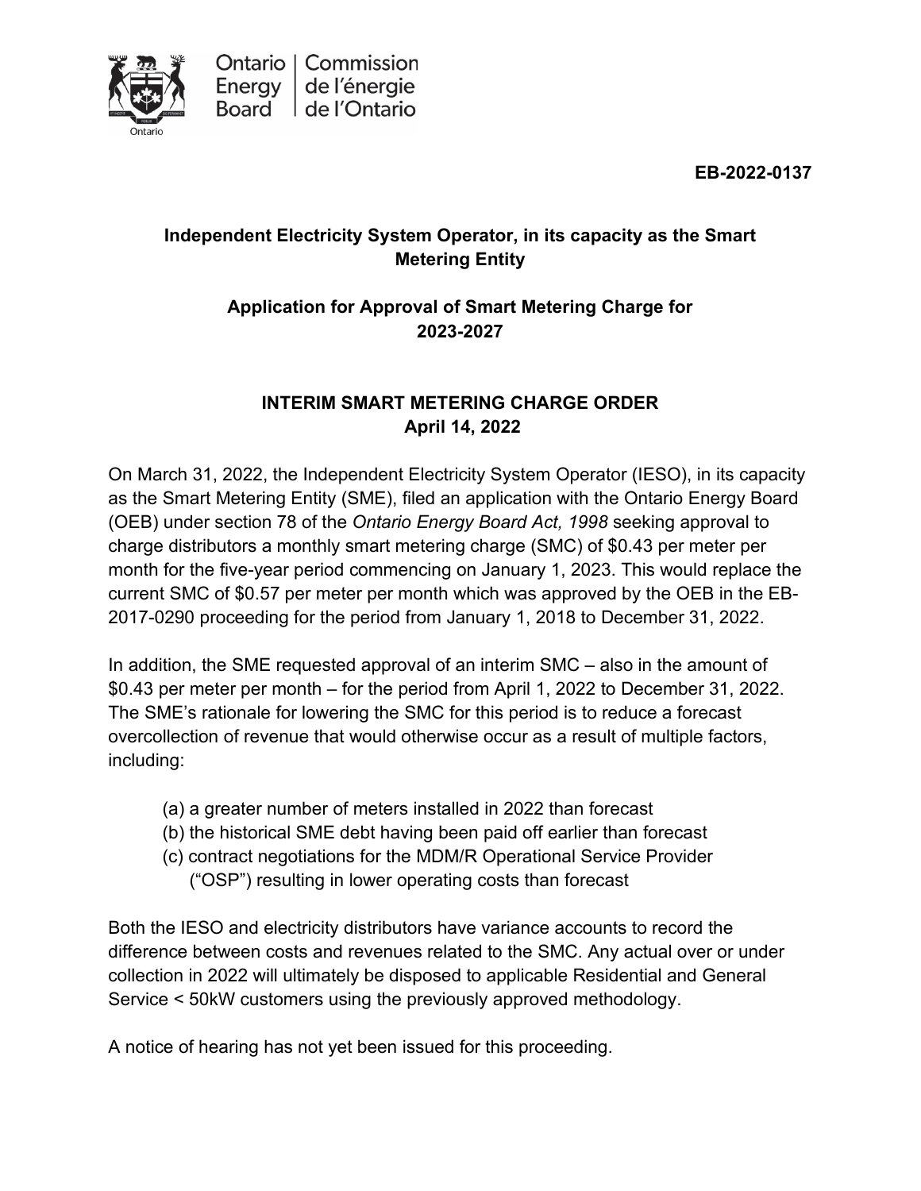Ontario Energy Board | Commission de l'énergie de l'Ontario

**EB-2022-0137**

## Independent Electricity System Operator, in its capacity as the Smart Metering Entity

## Application for Approval of Smart Metering Charge for 2023-2027

## INTERIM SMART METERING CHARGE ORDER
## April 14, 2022

On March 31, 2022, the Independent Electricity System Operator (IESO), in its capacity as the Smart Metering Entity (SME), filed an application with the Ontario Energy Board (OEB) under section 78 of the *Ontario Energy Board Act, 1998* seeking approval to charge distributors a monthly smart metering charge (SMC) of $0.43 per meter per month for the five-year period commencing on January 1, 2023. This would replace the current SMC of $0.57 per meter per month which was approved by the OEB in the EB-2017-0290 proceeding for the period from January 1, 2018 to December 31, 2022.

In addition, the SME requested approval of an interim SMC – also in the amount of $0.43 per meter per month – for the period from April 1, 2022 to December 31, 2022. The SME's rationale for lowering the SMC for this period is to reduce a forecast overcollection of revenue that would otherwise occur as a result of multiple factors, including:

(a) a greater number of meters installed in 2022 than forecast
(b) the historical SME debt having been paid off earlier than forecast
(c) contract negotiations for the MDM/R Operational Service Provider ("OSP") resulting in lower operating costs than forecast

Both the IESO and electricity distributors have variance accounts to record the difference between costs and revenues related to the SMC. Any actual over or under collection in 2022 will ultimately be disposed to applicable Residential and General Service < 50kW customers using the previously approved methodology.

A notice of hearing has not yet been issued for this proceeding.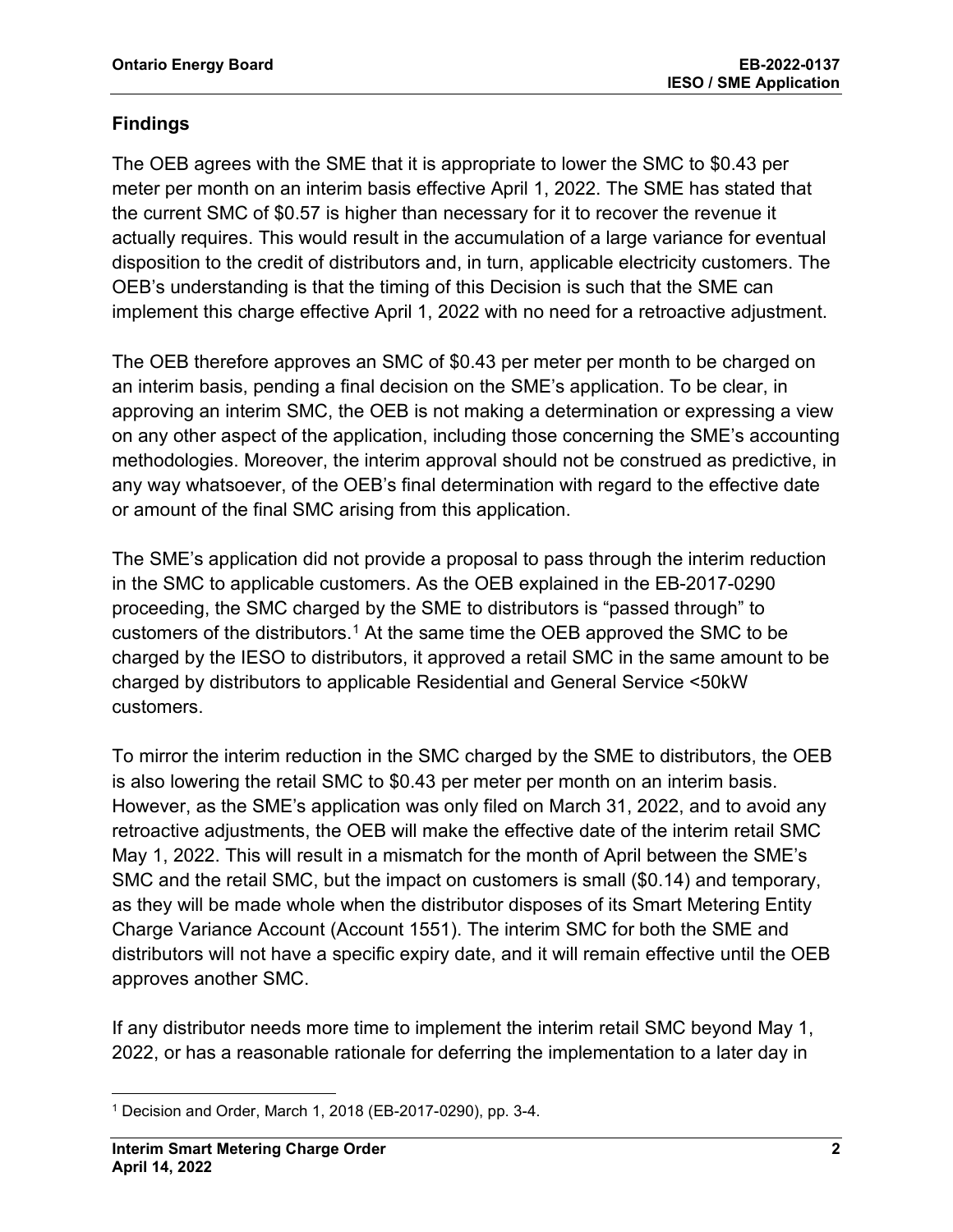## Findings

The OEB agrees with the SME that it is appropriate to lower the SMC to $0.43 per meter per month on an interim basis effective April 1, 2022. The SME has stated that the current SMC of $0.57 is higher than necessary for it to recover the revenue it actually requires. This would result in the accumulation of a large variance for eventual disposition to the credit of distributors and, in turn, applicable electricity customers. The OEB's understanding is that the timing of this Decision is such that the SME can implement this charge effective April 1, 2022 with no need for a retroactive adjustment.

The OEB therefore approves an SMC of $0.43 per meter per month to be charged on an interim basis, pending a final decision on the SME's application. To be clear, in approving an interim SMC, the OEB is not making a determination or expressing a view on any other aspect of the application, including those concerning the SME's accounting methodologies. Moreover, the interim approval should not be construed as predictive, in any way whatsoever, of the OEB's final determination with regard to the effective date or amount of the final SMC arising from this application.

The SME's application did not provide a proposal to pass through the interim reduction in the SMC to applicable customers. As the OEB explained in the EB-2017-0290 proceeding, the SMC charged by the SME to distributors is "passed through" to customers of the distributors.[1] At the same time the OEB approved the SMC to be charged by the IESO to distributors, it approved a retail SMC in the same amount to be charged by distributors to applicable Residential and General Service <50kW customers.

To mirror the interim reduction in the SMC charged by the SME to distributors, the OEB is also lowering the retail SMC to $0.43 per meter per month on an interim basis. However, as the SME's application was only filed on March 31, 2022, and to avoid any retroactive adjustments, the OEB will make the effective date of the interim retail SMC May 1, 2022. This will result in a mismatch for the month of April between the SME's SMC and the retail SMC, but the impact on customers is small ($0.14) and temporary, as they will be made whole when the distributor disposes of its Smart Metering Entity Charge Variance Account (Account 1551). The interim SMC for both the SME and distributors will not have a specific expiry date, and it will remain effective until the OEB approves another SMC.

If any distributor needs more time to implement the interim retail SMC beyond May 1, 2022, or has a reasonable rationale for deferring the implementation to a later day in

[1] Decision and Order, March 1, 2018 (EB-2017-0290), pp. 3-4.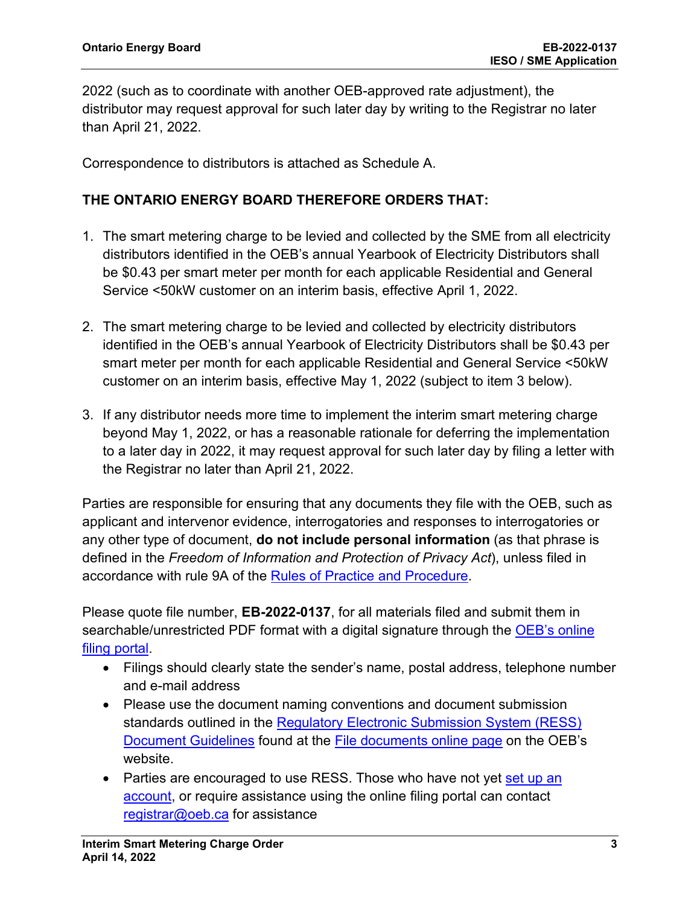2022 (such as to coordinate with another OEB-approved rate adjustment), the distributor may request approval for such later day by writing to the Registrar no later than April 21, 2022.

Correspondence to distributors is attached as Schedule A.

**THE ONTARIO ENERGY BOARD THEREFORE ORDERS THAT:**

1. The smart metering charge to be levied and collected by the SME from all electricity distributors identified in the OEB's annual Yearbook of Electricity Distributors shall be $0.43 per smart meter per month for each applicable Residential and General Service <50kW customer on an interim basis, effective April 1, 2022.

2. The smart metering charge to be levied and collected by electricity distributors identified in the OEB's annual Yearbook of Electricity Distributors shall be $0.43 per smart meter per month for each applicable Residential and General Service <50kW customer on an interim basis, effective May 1, 2022 (subject to item 3 below).

3. If any distributor needs more time to implement the interim smart metering charge beyond May 1, 2022, or has a reasonable rationale for deferring the implementation to a later day in 2022, it may request approval for such later day by filing a letter with the Registrar no later than April 21, 2022.

Parties are responsible for ensuring that any documents they file with the OEB, such as applicant and intervenor evidence, interrogatories and responses to interrogatories or any other type of document, **do not include personal information** (as that phrase is defined in the *Freedom of Information and Protection of Privacy Act*), unless filed in accordance with rule 9A of the Rules of Practice and Procedure.

Please quote file number, **EB-2022-0137**, for all materials filed and submit them in searchable/unrestricted PDF format with a digital signature through the OEB's online filing portal.

- Filings should clearly state the sender's name, postal address, telephone number and e-mail address
- Please use the document naming conventions and document submission standards outlined in the Regulatory Electronic Submission System (RESS) Document Guidelines found at the File documents online page on the OEB's website.
- Parties are encouraged to use RESS. Those who have not yet set up an account, or require assistance using the online filing portal can contact registrar@oeb.ca for assistance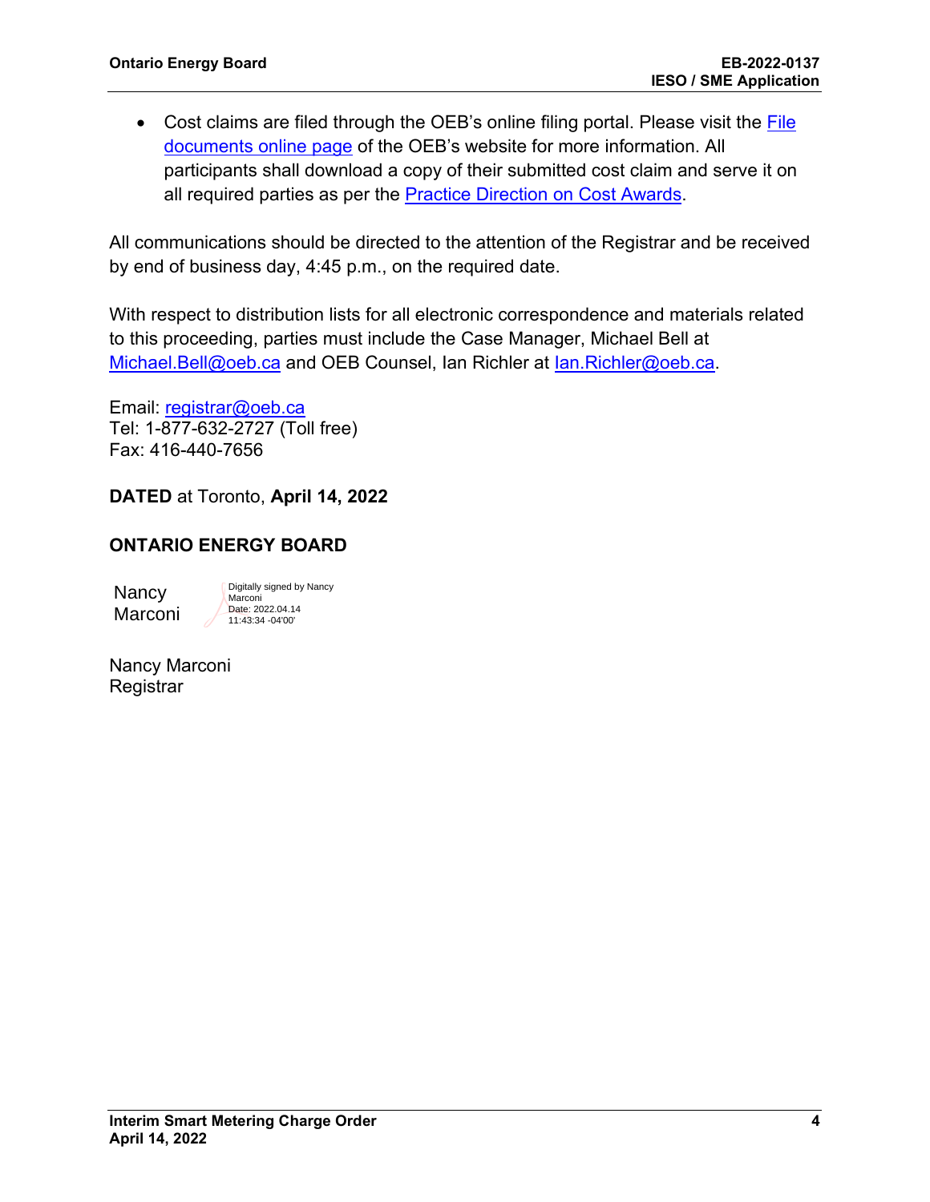- Cost claims are filed through the OEB's online filing portal. Please visit the [File documents online page] of the OEB's website for more information. All participants shall download a copy of their submitted cost claim and serve it on all required parties as per the [Practice Direction on Cost Awards].

All communications should be directed to the attention of the Registrar and be received by end of business day, 4:45 p.m., on the required date.

With respect to distribution lists for all electronic correspondence and materials related to this proceeding, parties must include the Case Manager, Michael Bell at Michael.Bell@oeb.ca and OEB Counsel, Ian Richler at Ian.Richler@oeb.ca.

Email: registrar@oeb.ca
Tel: 1-877-632-2727 (Toll free)
Fax: 416-440-7656

**DATED** at Toronto, **April 14, 2022**

**ONTARIO ENERGY BOARD**

Nancy Marconi — Digitally signed by Nancy Marconi Date: 2022.04.14 11:43:34 -04'00'

Nancy Marconi
Registrar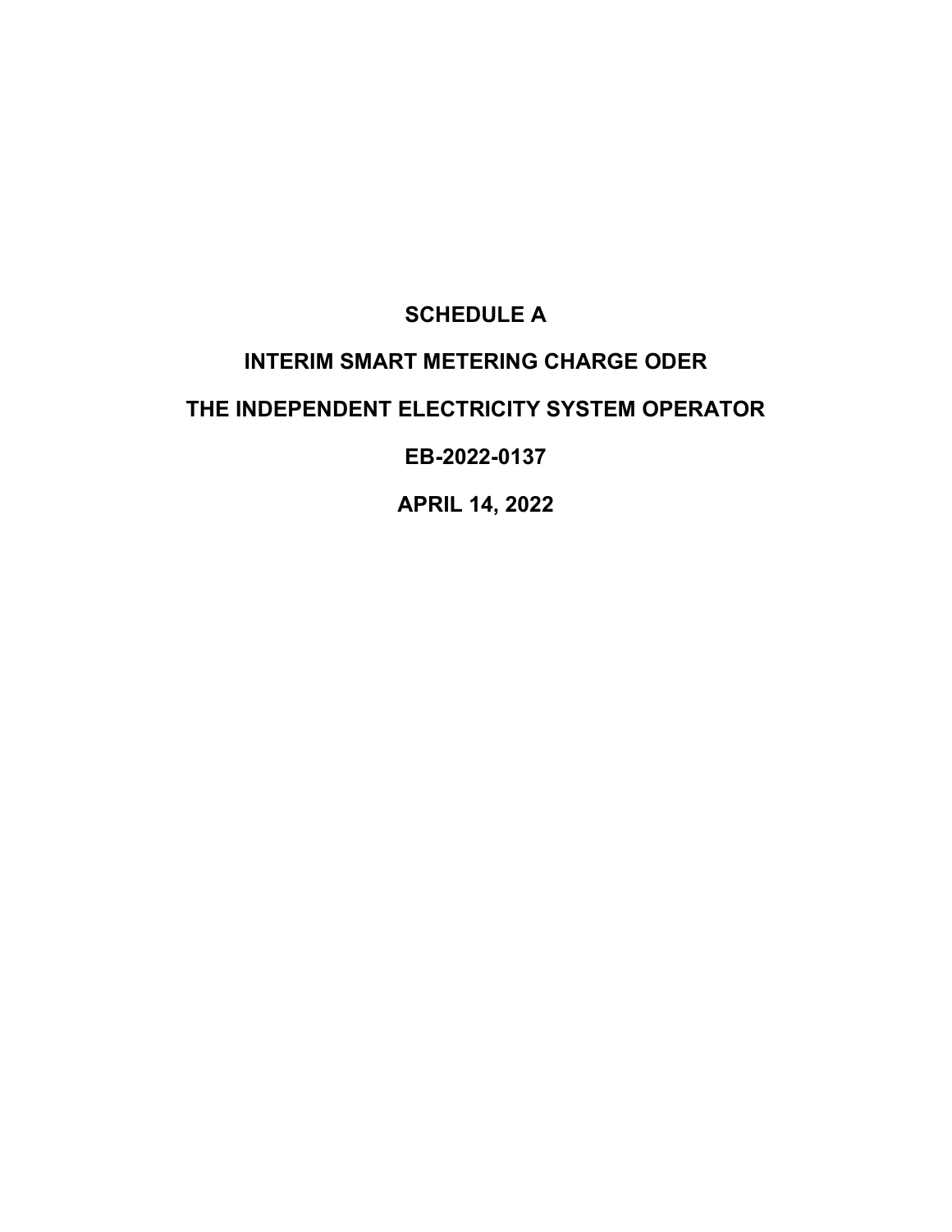# SCHEDULE A

# INTERIM SMART METERING CHARGE ODER

# THE INDEPENDENT ELECTRICITY SYSTEM OPERATOR

# EB-2022-0137

# APRIL 14, 2022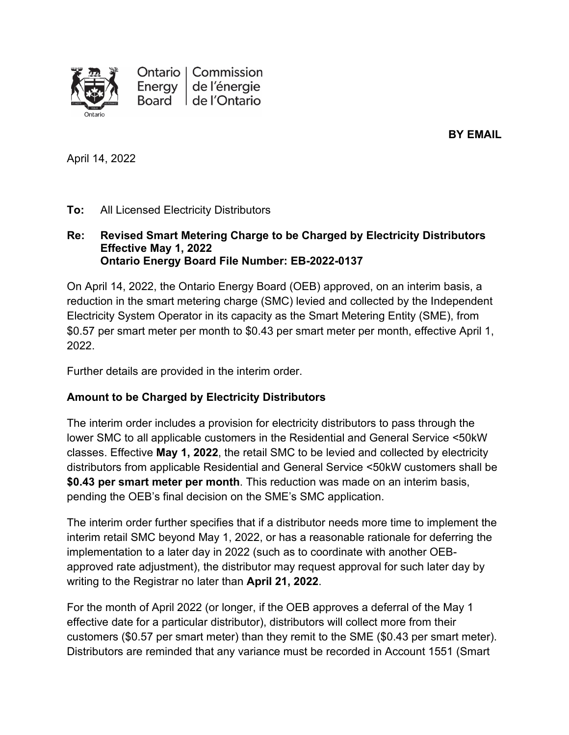Ontario Energy Board | Commission de l'énergie de l'Ontario

**BY EMAIL**

April 14, 2022

**To:** All Licensed Electricity Distributors

**Re: Revised Smart Metering Charge to be Charged by Electricity Distributors Effective May 1, 2022**
**Ontario Energy Board File Number: EB-2022-0137**

On April 14, 2022, the Ontario Energy Board (OEB) approved, on an interim basis, a reduction in the smart metering charge (SMC) levied and collected by the Independent Electricity System Operator in its capacity as the Smart Metering Entity (SME), from $0.57 per smart meter per month to $0.43 per smart meter per month, effective April 1, 2022.

Further details are provided in the interim order.

**Amount to be Charged by Electricity Distributors**

The interim order includes a provision for electricity distributors to pass through the lower SMC to all applicable customers in the Residential and General Service <50kW classes. Effective **May 1, 2022**, the retail SMC to be levied and collected by electricity distributors from applicable Residential and General Service <50kW customers shall be **$0.43 per smart meter per month**. This reduction was made on an interim basis, pending the OEB's final decision on the SME's SMC application.

The interim order further specifies that if a distributor needs more time to implement the interim retail SMC beyond May 1, 2022, or has a reasonable rationale for deferring the implementation to a later day in 2022 (such as to coordinate with another OEB-approved rate adjustment), the distributor may request approval for such later day by writing to the Registrar no later than **April 21, 2022**.

For the month of April 2022 (or longer, if the OEB approves a deferral of the May 1 effective date for a particular distributor), distributors will collect more from their customers ($0.57 per smart meter) than they remit to the SME ($0.43 per smart meter). Distributors are reminded that any variance must be recorded in Account 1551 (Smart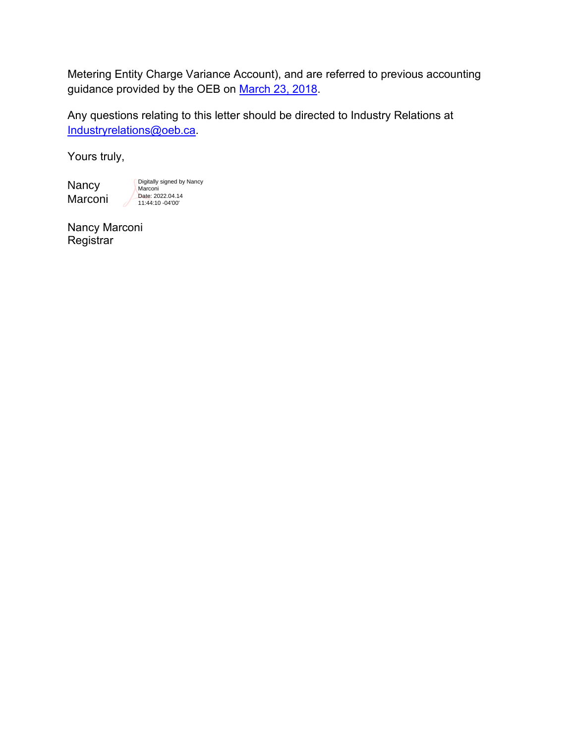Metering Entity Charge Variance Account), and are referred to previous accounting guidance provided by the OEB on [March 23, 2018](#).

Any questions relating to this letter should be directed to Industry Relations at [Industryrelations@oeb.ca](mailto:Industryrelations@oeb.ca).

Yours truly,

Nancy Marconi
Digitally signed by Nancy Marconi
Date: 2022.04.14 11:44:10 -04'00'

Nancy Marconi
Registrar